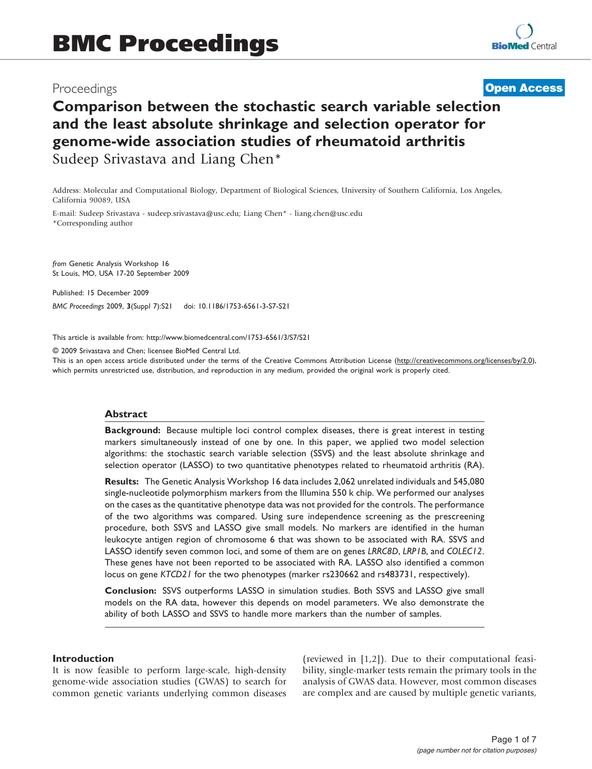# BMC Proceedings

Proceedings

**Open Access**

# Comparison between the stochastic search variable selection and the least absolute shrinkage and selection operator for genome-wide association studies of rheumatoid arthritis

Sudeep Srivastava and Liang Chen*

Address: Molecular and Computational Biology, Department of Biological Sciences, University of Southern California, Los Angeles, California 90089, USA

E-mail: Sudeep Srivastava - sudeep.srivastava@usc.edu; Liang Chen* - liang.chen@usc.edu
*Corresponding author

*from* Genetic Analysis Workshop 16
St Louis, MO, USA 17-20 September 2009

Published: 15 December 2009

*BMC Proceedings* 2009, **3**(Suppl 7):S21 doi: 10.1186/1753-6561-3-S7-S21

This article is available from: http://www.biomedcentral.com/1753-6561/3/S7/S21

© 2009 Srivastava and Chen; licensee BioMed Central Ltd.
This is an open access article distributed under the terms of the Creative Commons Attribution License (http://creativecommons.org/licenses/by/2.0), which permits unrestricted use, distribution, and reproduction in any medium, provided the original work is properly cited.

## Abstract

**Background:** Because multiple loci control complex diseases, there is great interest in testing markers simultaneously instead of one by one. In this paper, we applied two model selection algorithms: the stochastic search variable selection (SSVS) and the least absolute shrinkage and selection operator (LASSO) to two quantitative phenotypes related to rheumatoid arthritis (RA).

**Results:** The Genetic Analysis Workshop 16 data includes 2,062 unrelated individuals and 545,080 single-nucleotide polymorphism markers from the Illumina 550 k chip. We performed our analyses on the cases as the quantitative phenotype data was not provided for the controls. The performance of the two algorithms was compared. Using sure independence screening as the prescreening procedure, both SSVS and LASSO give small models. No markers are identified in the human leukocyte antigen region of chromosome 6 that was shown to be associated with RA. SSVS and LASSO identify seven common loci, and some of them are on genes *LRRC8D*, *LRP1B*, and *COLEC12*. These genes have not been reported to be associated with RA. LASSO also identified a common locus on gene *KTCD21* for the two phenotypes (marker rs230662 and rs483731, respectively).

**Conclusion:** SSVS outperforms LASSO in simulation studies. Both SSVS and LASSO give small models on the RA data, however this depends on model parameters. We also demonstrate the ability of both LASSO and SSVS to handle more markers than the number of samples.

## Introduction

It is now feasible to perform large-scale, high-density genome-wide association studies (GWAS) to search for common genetic variants underlying common diseases (reviewed in [1,2]). Due to their computational feasibility, single-marker tests remain the primary tools in the analysis of GWAS data. However, most common diseases are complex and are caused by multiple genetic variants,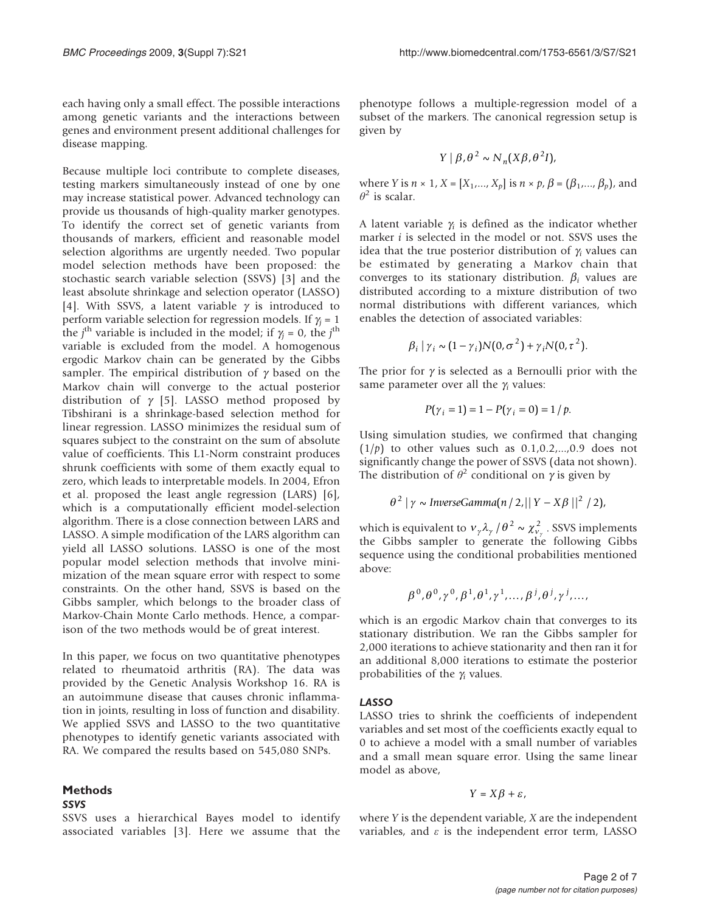each having only a small effect. The possible interactions among genetic variants and the interactions between genes and environment present additional challenges for disease mapping.

Because multiple loci contribute to complete diseases, testing markers simultaneously instead of one by one may increase statistical power. Advanced technology can provide us thousands of high-quality marker genotypes. To identify the correct set of genetic variants from thousands of markers, efficient and reasonable model selection algorithms are urgently needed. Two popular model selection methods have been proposed: the stochastic search variable selection (SSVS) [3] and the least absolute shrinkage and selection operator (LASSO) [4]. With SSVS, a latent variable $\gamma$ is introduced to perform variable selection for regression models. If $\gamma_j = 1$ the $j^{\text{th}}$ variable is included in the model; if $\gamma_j = 0$, the $j^{\text{th}}$ variable is excluded from the model. A homogenous ergodic Markov chain can be generated by the Gibbs sampler. The empirical distribution of $\gamma$ based on the Markov chain will converge to the actual posterior distribution of $\gamma$ [5]. LASSO method proposed by Tibshirani is a shrinkage-based selection method for linear regression. LASSO minimizes the residual sum of squares subject to the constraint on the sum of absolute value of coefficients. This L1-Norm constraint produces shrunk coefficients with some of them exactly equal to zero, which leads to interpretable models. In 2004, Efron et al. proposed the least angle regression (LARS) [6], which is a computationally efficient model-selection algorithm. There is a close connection between LARS and LASSO. A simple modification of the LARS algorithm can yield all LASSO solutions. LASSO is one of the most popular model selection methods that involve minimization of the mean square error with respect to some constraints. On the other hand, SSVS is based on the Gibbs sampler, which belongs to the broader class of Markov-Chain Monte Carlo methods. Hence, a comparison of the two methods would be of great interest.

In this paper, we focus on two quantitative phenotypes related to rheumatoid arthritis (RA). The data was provided by the Genetic Analysis Workshop 16. RA is an autoimmune disease that causes chronic inflammation in joints, resulting in loss of function and disability. We applied SSVS and LASSO to the two quantitative phenotypes to identify genetic variants associated with RA. We compared the results based on 545,080 SNPs.

## Methods

### *SSVS*

SSVS uses a hierarchical Bayes model to identify associated variables [3]. Here we assume that the phenotype follows a multiple-regression model of a subset of the markers. The canonical regression setup is given by

$$Y \mid \beta, \theta^2 \sim N_n(X\beta, \theta^2 I),$$

where $Y$ is $n \times 1$, $X = [X_1, \ldots, X_p]$ is $n \times p$, $\beta = (\beta_1, \ldots, \beta_p)$, and $\theta^2$ is scalar.

A latent variable $\gamma_i$ is defined as the indicator whether marker $i$ is selected in the model or not. SSVS uses the idea that the true posterior distribution of $\gamma_i$ values can be estimated by generating a Markov chain that converges to its stationary distribution. $\beta_i$ values are distributed according to a mixture distribution of two normal distributions with different variances, which enables the detection of associated variables:

$$\beta_i \mid \gamma_i \sim (1 - \gamma_i) N(0, \sigma^2) + \gamma_i N(0, \tau^2).$$

The prior for $\gamma$ is selected as a Bernoulli prior with the same parameter over all the $\gamma_i$ values:

$$P(\gamma_i = 1) = 1 - P(\gamma_i = 0) = 1/p.$$

Using simulation studies, we confirmed that changing $(1/p)$ to other values such as 0.1,0.2,...,0.9 does not significantly change the power of SSVS (data not shown). The distribution of $\theta^2$ conditional on $\gamma$ is given by

$$\theta^2 \mid \gamma \sim InverseGamma(n/2, \| Y - X\beta \|^2 / 2),$$

which is equivalent to $\nu_\gamma \lambda_\gamma / \theta^2 \sim \chi^2_{\nu_\gamma}$. SSVS implements the Gibbs sampler to generate the following Gibbs sequence using the conditional probabilities mentioned above:

$$\beta^0, \theta^0, \gamma^0, \beta^1, \theta^1, \gamma^1, \ldots, \beta^j, \theta^j, \gamma^j, \ldots,$$

which is an ergodic Markov chain that converges to its stationary distribution. We ran the Gibbs sampler for 2,000 iterations to achieve stationarity and then ran it for an additional 8,000 iterations to estimate the posterior probabilities of the $\gamma_i$ values.

### *LASSO*

LASSO tries to shrink the coefficients of independent variables and set most of the coefficients exactly equal to 0 to achieve a model with a small number of variables and a small mean square error. Using the same linear model as above,

$$Y = X\beta + \varepsilon,$$

where $Y$ is the dependent variable, $X$ are the independent variables, and $\varepsilon$ is the independent error term, LASSO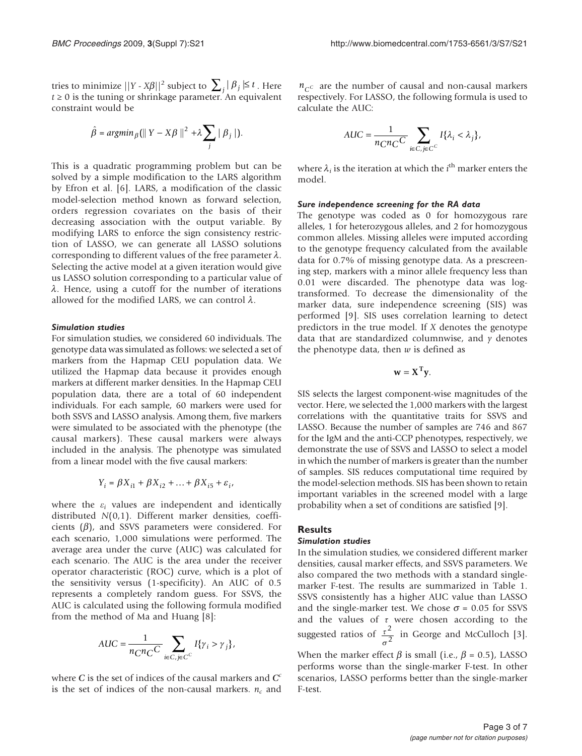tries to minimize $||Y - X\beta||^2$ subject to $\sum_j |\beta_j| \leq t$. Here $t \geq 0$ is the tuning or shrinkage parameter. An equivalent constraint would be

$$\hat{\beta} = argmin_{\beta}(\| Y - X\beta \|^2 + \lambda \sum_j |\beta_j|).$$

This is a quadratic programming problem but can be solved by a simple modification to the LARS algorithm by Efron et al. [6]. LARS, a modification of the classic model-selection method known as forward selection, orders regression covariates on the basis of their decreasing association with the output variable. By modifying LARS to enforce the sign consistency restriction of LASSO, we can generate all LASSO solutions corresponding to different values of the free parameter $\lambda$. Selecting the active model at a given iteration would give us LASSO solution corresponding to a particular value of $\lambda$. Hence, using a cutoff for the number of iterations allowed for the modified LARS, we can control $\lambda$.

#### *Simulation studies*

For simulation studies, we considered 60 individuals. The genotype data was simulated as follows: we selected a set of markers from the Hapmap CEU population data. We utilized the Hapmap data because it provides enough markers at different marker densities. In the Hapmap CEU population data, there are a total of 60 independent individuals. For each sample, 60 markers were used for both SSVS and LASSO analysis. Among them, five markers were simulated to be associated with the phenotype (the causal markers). These causal markers were always included in the analysis. The phenotype was simulated from a linear model with the five causal markers:

$$Y_i = \beta X_{i1} + \beta X_{i2} + \ldots + \beta X_{i5} + \varepsilon_i,$$

where the $\varepsilon_i$ values are independent and identically distributed $N(0,1)$. Different marker densities, coefficients ($\beta$), and SSVS parameters were considered. For each scenario, 1,000 simulations were performed. The average area under the curve (AUC) was calculated for each scenario. The AUC is the area under the receiver operator characteristic (ROC) curve, which is a plot of the sensitivity versus (1-specificity). An AUC of 0.5 represents a completely random guess. For SSVS, the AUC is calculated using the following formula modified from the method of Ma and Huang [8]:

$$AUC = \frac{1}{n_C n_{C^C}} \sum_{i \in C, j \in C^C} I\{\gamma_i > \gamma_j\},$$

where $C$ is the set of indices of the causal markers and $C^c$ is the set of indices of the non-causal markers. $n_c$ and $n_{C^c}$ are the number of causal and non-causal markers respectively. For LASSO, the following formula is used to calculate the AUC:

$$AUC = \frac{1}{n_C n_{C^C}} \sum_{i \in C, j \in C^C} I\{\lambda_i < \lambda_j\},$$

where $\lambda_i$ is the iteration at which the $i^{\text{th}}$ marker enters the model.

#### *Sure independence screening for the RA data*

The genotype was coded as 0 for homozygous rare alleles, 1 for heterozygous alleles, and 2 for homozygous common alleles. Missing alleles were imputed according to the genotype frequency calculated from the available data for 0.7% of missing genotype data. As a prescreening step, markers with a minor allele frequency less than 0.01 were discarded. The phenotype data was log-transformed. To decrease the dimensionality of the marker data, sure independence screening (SIS) was performed [9]. SIS uses correlation learning to detect predictors in the true model. If $X$ denotes the genotype data that are standardized columnwise, and $y$ denotes the phenotype data, then $w$ is defined as

$$\mathbf{w} = \mathbf{X}^{\mathbf{T}}\mathbf{y}.$$

SIS selects the largest component-wise magnitudes of the vector. Here, we selected the 1,000 markers with the largest correlations with the quantitative traits for SSVS and LASSO. Because the number of samples are 746 and 867 for the IgM and the anti-CCP phenotypes, respectively, we demonstrate the use of SSVS and LASSO to select a model in which the number of markers is greater than the number of samples. SIS reduces computational time required by the model-selection methods. SIS has been shown to retain important variables in the screened model with a large probability when a set of conditions are satisfied [9].

## Results

#### *Simulation studies*

In the simulation studies, we considered different marker densities, causal marker effects, and SSVS parameters. We also compared the two methods with a standard single-marker F-test. The results are summarized in Table 1. SSVS consistently has a higher AUC value than LASSO and the single-marker test. We chose $\sigma = 0.05$ for SSVS and the values of $\tau$ were chosen according to the suggested ratios of $\frac{\tau^2}{\sigma^2}$ in George and McCulloch [3]. When the marker effect $\beta$ is small (i.e., $\beta = 0.5$), LASSO performs worse than the single-marker F-test. In other scenarios, LASSO performs better than the single-marker F-test.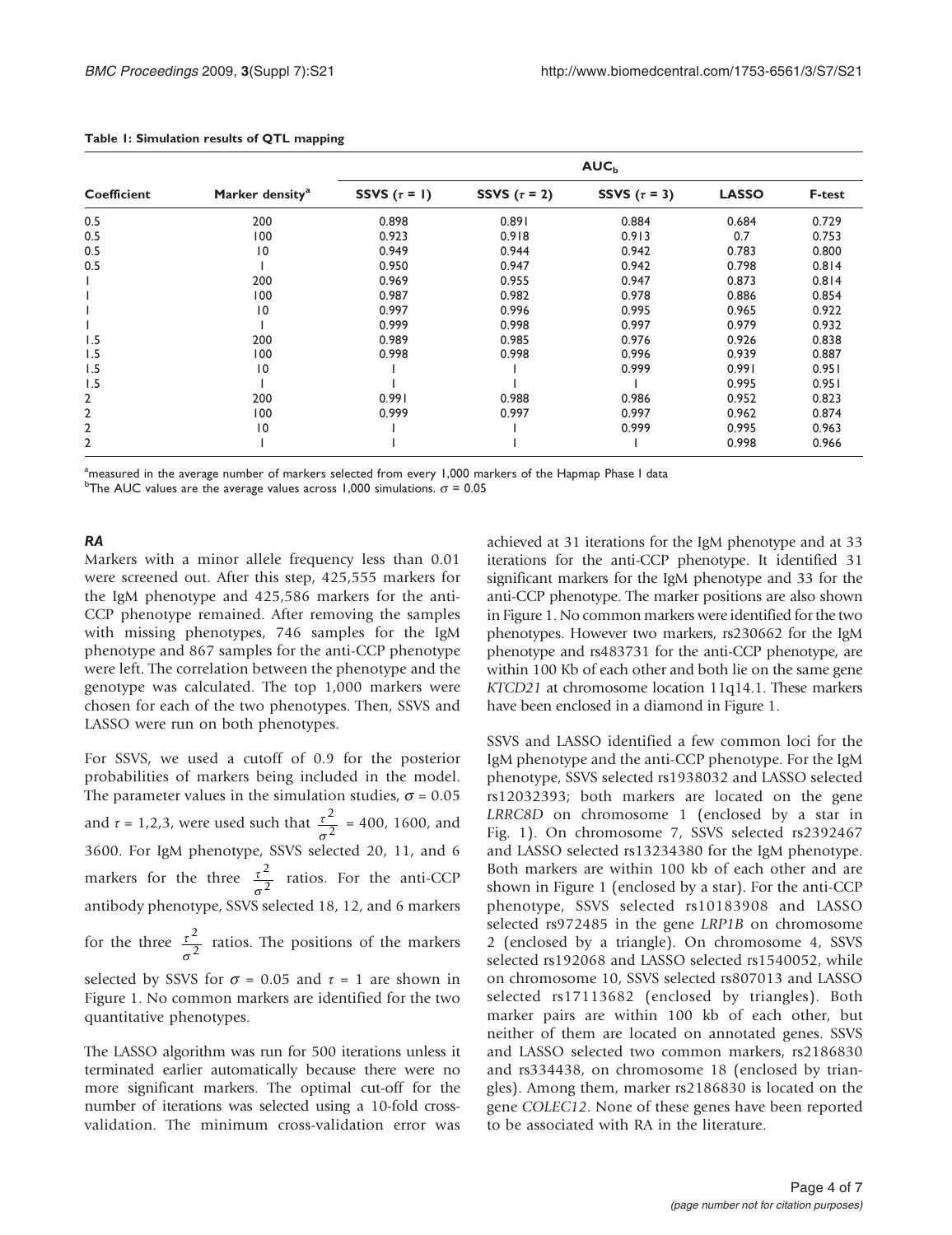**Table 1: Simulation results of QTL mapping**

| Coefficient | Marker density[a] | AUC[b] | | | | |
|---|---|---|---|---|---|---|
| | | SSVS ($\tau$ = 1) | SSVS ($\tau$ = 2) | SSVS ($\tau$ = 3) | LASSO | F-test |
| 0.5 | 200 | 0.898 | 0.891 | 0.884 | 0.684 | 0.729 |
| 0.5 | 100 | 0.923 | 0.918 | 0.913 | 0.7 | 0.753 |
| 0.5 | 10 | 0.949 | 0.944 | 0.942 | 0.783 | 0.800 |
| 0.5 | 1 | 0.950 | 0.947 | 0.942 | 0.798 | 0.814 |
| 1 | 200 | 0.969 | 0.955 | 0.947 | 0.873 | 0.814 |
| 1 | 100 | 0.987 | 0.982 | 0.978 | 0.886 | 0.854 |
| 1 | 10 | 0.997 | 0.996 | 0.995 | 0.965 | 0.922 |
| 1 | 1 | 0.999 | 0.998 | 0.997 | 0.979 | 0.932 |
| 1.5 | 200 | 0.989 | 0.985 | 0.976 | 0.926 | 0.838 |
| 1.5 | 100 | 0.998 | 0.998 | 0.996 | 0.939 | 0.887 |
| 1.5 | 10 | 1 | 1 | 0.999 | 0.991 | 0.951 |
| 1.5 | 1 | 1 | 1 | 1 | 0.995 | 0.951 |
| 2 | 200 | 0.991 | 0.988 | 0.986 | 0.952 | 0.823 |
| 2 | 100 | 0.999 | 0.997 | 0.997 | 0.962 | 0.874 |
| 2 | 10 | 1 | 1 | 0.999 | 0.995 | 0.963 |
| 2 | 1 | 1 | 1 | 1 | 0.998 | 0.966 |

[a]measured in the average number of markers selected from every 1,000 markers of the Hapmap Phase I data
[b]The AUC values are the average values across 1,000 simulations. $\sigma$ = 0.05

### *RA*

Markers with a minor allele frequency less than 0.01 were screened out. After this step, 425,555 markers for the IgM phenotype and 425,586 markers for the anti-CCP phenotype remained. After removing the samples with missing phenotypes, 746 samples for the IgM phenotype and 867 samples for the anti-CCP phenotype were left. The correlation between the phenotype and the genotype was calculated. The top 1,000 markers were chosen for each of the two phenotypes. Then, SSVS and LASSO were run on both phenotypes.

For SSVS, we used a cutoff of 0.9 for the posterior probabilities of markers being included in the model. The parameter values in the simulation studies, $\sigma = 0.05$ and $\tau = 1,2,3$, were used such that $\frac{\tau^2}{\sigma^2}$ = 400, 1600, and 3600. For IgM phenotype, SSVS selected 20, 11, and 6 markers for the three $\frac{\tau^2}{\sigma^2}$ ratios. For the anti-CCP antibody phenotype, SSVS selected 18, 12, and 6 markers for the three $\frac{\tau^2}{\sigma^2}$ ratios. The positions of the markers selected by SSVS for $\sigma = 0.05$ and $\tau = 1$ are shown in Figure 1. No common markers are identified for the two quantitative phenotypes.

The LASSO algorithm was run for 500 iterations unless it terminated earlier automatically because there were no more significant markers. The optimal cut-off for the number of iterations was selected using a 10-fold cross-validation. The minimum cross-validation error was achieved at 31 iterations for the IgM phenotype and at 33 iterations for the anti-CCP phenotype. It identified 31 significant markers for the IgM phenotype and 33 for the anti-CCP phenotype. The marker positions are also shown in Figure 1. No common markers were identified for the two phenotypes. However two markers, rs230662 for the IgM phenotype and rs483731 for the anti-CCP phenotype, are within 100 Kb of each other and both lie on the same gene *KTCD21* at chromosome location 11q14.1. These markers have been enclosed in a diamond in Figure 1.

SSVS and LASSO identified a few common loci for the IgM phenotype and the anti-CCP phenotype. For the IgM phenotype, SSVS selected rs1938032 and LASSO selected rs12032393; both markers are located on the gene *LRRC8D* on chromosome 1 (enclosed by a star in Fig. 1). On chromosome 7, SSVS selected rs2392467 and LASSO selected rs13234380 for the IgM phenotype. Both markers are within 100 kb of each other and are shown in Figure 1 (enclosed by a star). For the anti-CCP phenotype, SSVS selected rs10183908 and LASSO selected rs972485 in the gene *LRP1B* on chromosome 2 (enclosed by a triangle). On chromosome 4, SSVS selected rs192068 and LASSO selected rs1540052, while on chromosome 10, SSVS selected rs807013 and LASSO selected rs17113682 (enclosed by triangles). Both marker pairs are within 100 kb of each other, but neither of them are located on annotated genes. SSVS and LASSO selected two common markers, rs2186830 and rs334438, on chromosome 18 (enclosed by triangles). Among them, marker rs2186830 is located on the gene *COLEC12*. None of these genes have been reported to be associated with RA in the literature.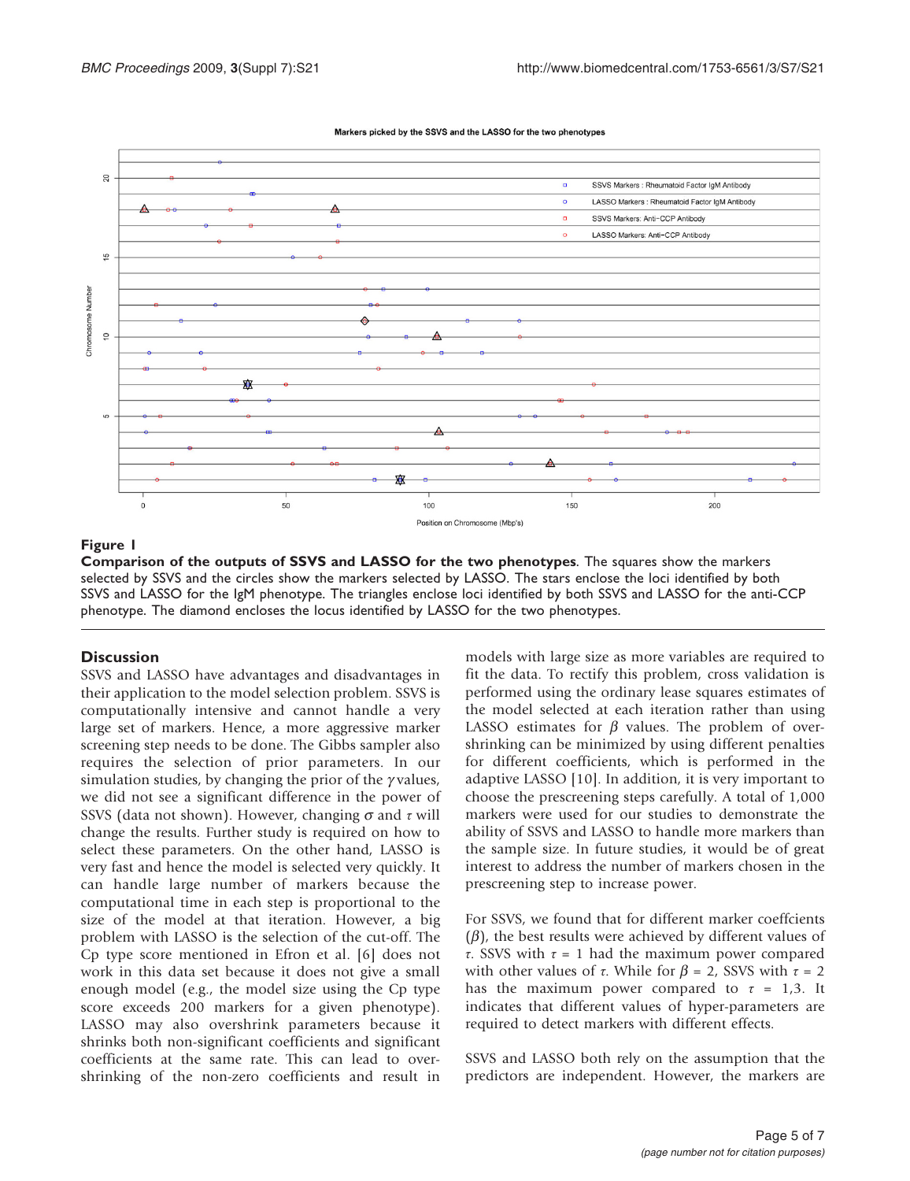Markers picked by the SSVS and the LASSO for the two phenotypes

SSVS Markers : Rheumatoid Factor IgM Antibody

LASSO Markers : Rheumatoid Factor IgM Antibody

SSVS Markers: Anti−CCP Antibody

LASSO Markers: Anti−CCP Antibody

Chromosome Number

20

15

10

5

0

50

100

150

200

Position on Chromosome (Mbp's)

**Figure 1**

**Comparison of the outputs of SSVS and LASSO for the two phenotypes**. The squares show the markers selected by SSVS and the circles show the markers selected by LASSO. The stars enclose the loci identified by both SSVS and LASSO for the IgM phenotype. The triangles enclose loci identified by both SSVS and LASSO for the anti-CCP phenotype. The diamond encloses the locus identified by LASSO for the two phenotypes.

## Discussion

SSVS and LASSO have advantages and disadvantages in their application to the model selection problem. SSVS is computationally intensive and cannot handle a very large set of markers. Hence, a more aggressive marker screening step needs to be done. The Gibbs sampler also requires the selection of prior parameters. In our simulation studies, by changing the prior of the $\gamma$ values, we did not see a significant difference in the power of SSVS (data not shown). However, changing $\sigma$ and $\tau$ will change the results. Further study is required on how to select these parameters. On the other hand, LASSO is very fast and hence the model is selected very quickly. It can handle large number of markers because the computational time in each step is proportional to the size of the model at that iteration. However, a big problem with LASSO is the selection of the cut-off. The Cp type score mentioned in Efron et al. [6] does not work in this data set because it does not give a small enough model (e.g., the model size using the Cp type score exceeds 200 markers for a given phenotype). LASSO may also overshrink parameters because it shrinks both non-significant coefficients and significant coefficients at the same rate. This can lead to over-shrinking of the non-zero coefficients and result in models with large size as more variables are required to fit the data. To rectify this problem, cross validation is performed using the ordinary lease squares estimates of the model selected at each iteration rather than using LASSO estimates for $\beta$ values. The problem of over-shrinking can be minimized by using different penalties for different coefficients, which is performed in the adaptive LASSO [10]. In addition, it is very important to choose the prescreening steps carefully. A total of 1,000 markers were used for our studies to demonstrate the ability of SSVS and LASSO to handle more markers than the sample size. In future studies, it would be of great interest to address the number of markers chosen in the prescreening step to increase power.

For SSVS, we found that for different marker coeffcients ($\beta$), the best results were achieved by different values of $\tau$. SSVS with $\tau$ = 1 had the maximum power compared with other values of $\tau$. While for $\beta$ = 2, SSVS with $\tau$ = 2 has the maximum power compared to $\tau$ = 1,3. It indicates that different values of hyper-parameters are required to detect markers with different effects.

SSVS and LASSO both rely on the assumption that the predictors are independent. However, the markers are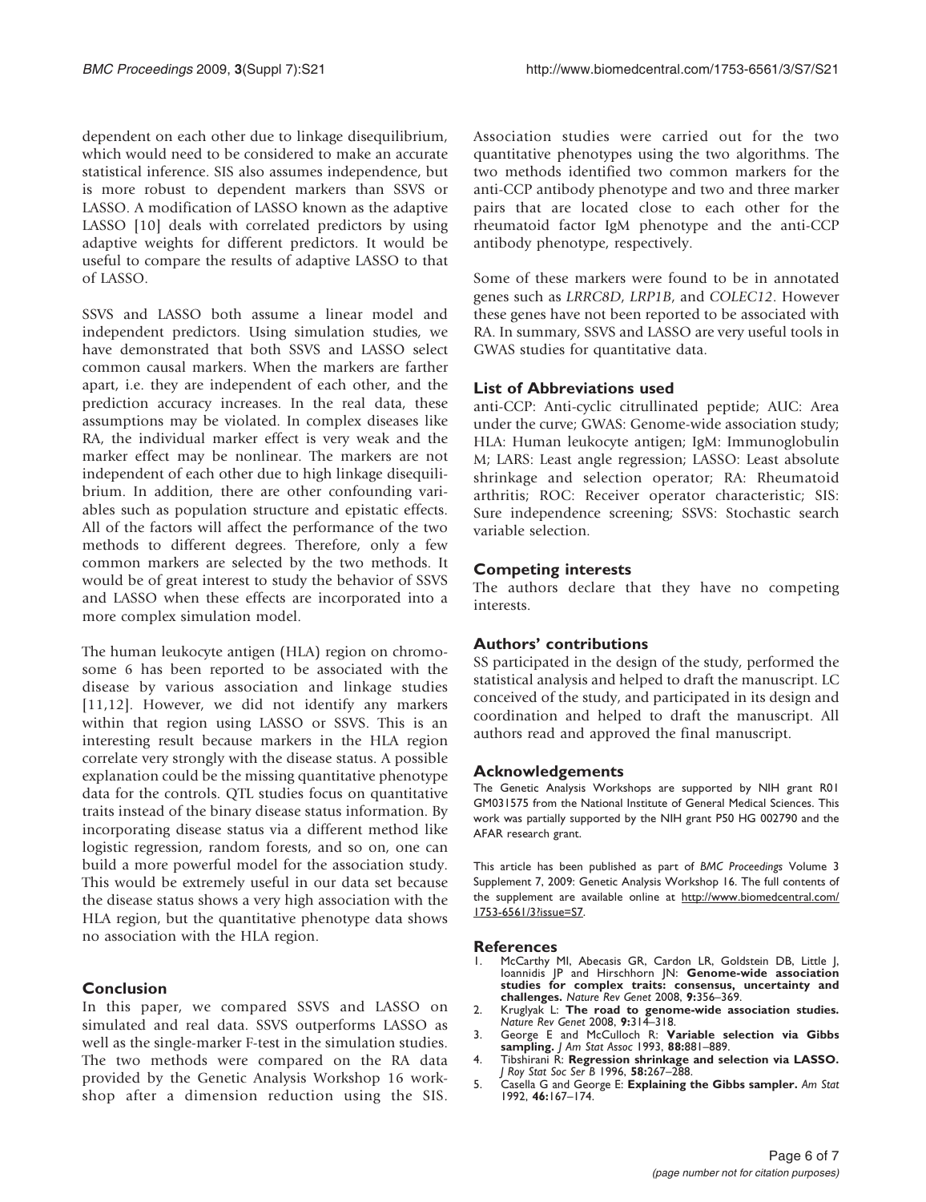dependent on each other due to linkage disequilibrium, which would need to be considered to make an accurate statistical inference. SIS also assumes independence, but is more robust to dependent markers than SSVS or LASSO. A modification of LASSO known as the adaptive LASSO [10] deals with correlated predictors by using adaptive weights for different predictors. It would be useful to compare the results of adaptive LASSO to that of LASSO.

SSVS and LASSO both assume a linear model and independent predictors. Using simulation studies, we have demonstrated that both SSVS and LASSO select common causal markers. When the markers are farther apart, i.e. they are independent of each other, and the prediction accuracy increases. In the real data, these assumptions may be violated. In complex diseases like RA, the individual marker effect is very weak and the marker effect may be nonlinear. The markers are not independent of each other due to high linkage disequilibrium. In addition, there are other confounding variables such as population structure and epistatic effects. All of the factors will affect the performance of the two methods to different degrees. Therefore, only a few common markers are selected by the two methods. It would be of great interest to study the behavior of SSVS and LASSO when these effects are incorporated into a more complex simulation model.

The human leukocyte antigen (HLA) region on chromosome 6 has been reported to be associated with the disease by various association and linkage studies [11,12]. However, we did not identify any markers within that region using LASSO or SSVS. This is an interesting result because markers in the HLA region correlate very strongly with the disease status. A possible explanation could be the missing quantitative phenotype data for the controls. QTL studies focus on quantitative traits instead of the binary disease status information. By incorporating disease status via a different method like logistic regression, random forests, and so on, one can build a more powerful model for the association study. This would be extremely useful in our data set because the disease status shows a very high association with the HLA region, but the quantitative phenotype data shows no association with the HLA region.

## Conclusion

In this paper, we compared SSVS and LASSO on simulated and real data. SSVS outperforms LASSO as well as the single-marker F-test in the simulation studies. The two methods were compared on the RA data provided by the Genetic Analysis Workshop 16 workshop after a dimension reduction using the SIS. Association studies were carried out for the two quantitative phenotypes using the two algorithms. The two methods identified two common markers for the anti-CCP antibody phenotype and two and three marker pairs that are located close to each other for the rheumatoid factor IgM phenotype and the anti-CCP antibody phenotype, respectively.

Some of these markers were found to be in annotated genes such as *LRRC8D*, *LRP1B*, and *COLEC12*. However these genes have not been reported to be associated with RA. In summary, SSVS and LASSO are very useful tools in GWAS studies for quantitative data.

## List of Abbreviations used

anti-CCP: Anti-cyclic citrullinated peptide; AUC: Area under the curve; GWAS: Genome-wide association study; HLA: Human leukocyte antigen; IgM: Immunoglobulin M; LARS: Least angle regression; LASSO: Least absolute shrinkage and selection operator; RA: Rheumatoid arthritis; ROC: Receiver operator characteristic; SIS: Sure independence screening; SSVS: Stochastic search variable selection.

## Competing interests

The authors declare that they have no competing interests.

## Authors' contributions

SS participated in the design of the study, performed the statistical analysis and helped to draft the manuscript. LC conceived of the study, and participated in its design and coordination and helped to draft the manuscript. All authors read and approved the final manuscript.

## Acknowledgements

The Genetic Analysis Workshops are supported by NIH grant R01 GM031575 from the National Institute of General Medical Sciences. This work was partially supported by the NIH grant P50 HG 002790 and the AFAR research grant.

This article has been published as part of *BMC Proceedings* Volume 3 Supplement 7, 2009: Genetic Analysis Workshop 16. The full contents of the supplement are available online at http://www.biomedcentral.com/1753-6561/3?issue=S7.

## References

1. McCarthy MI, Abecasis GR, Cardon LR, Goldstein DB, Little J, Ioannidis JP and Hirschhorn JN: **Genome-wide association studies for complex traits: consensus, uncertainty and challenges.** *Nature Rev Genet* 2008, **9:**356–369.
2. Kruglyak L: **The road to genome-wide association studies.** *Nature Rev Genet* 2008, **9:**314–318.
3. George E and McCulloch R: **Variable selection via Gibbs sampling.** *J Am Stat Assoc* 1993, **88:**881–889.
4. Tibshirani R: **Regression shrinkage and selection via LASSO.** *J Roy Stat Soc Ser B* 1996, **58:**267–288.
5. Casella G and George E: **Explaining the Gibbs sampler.** *Am Stat* 1992, **46:**167–174.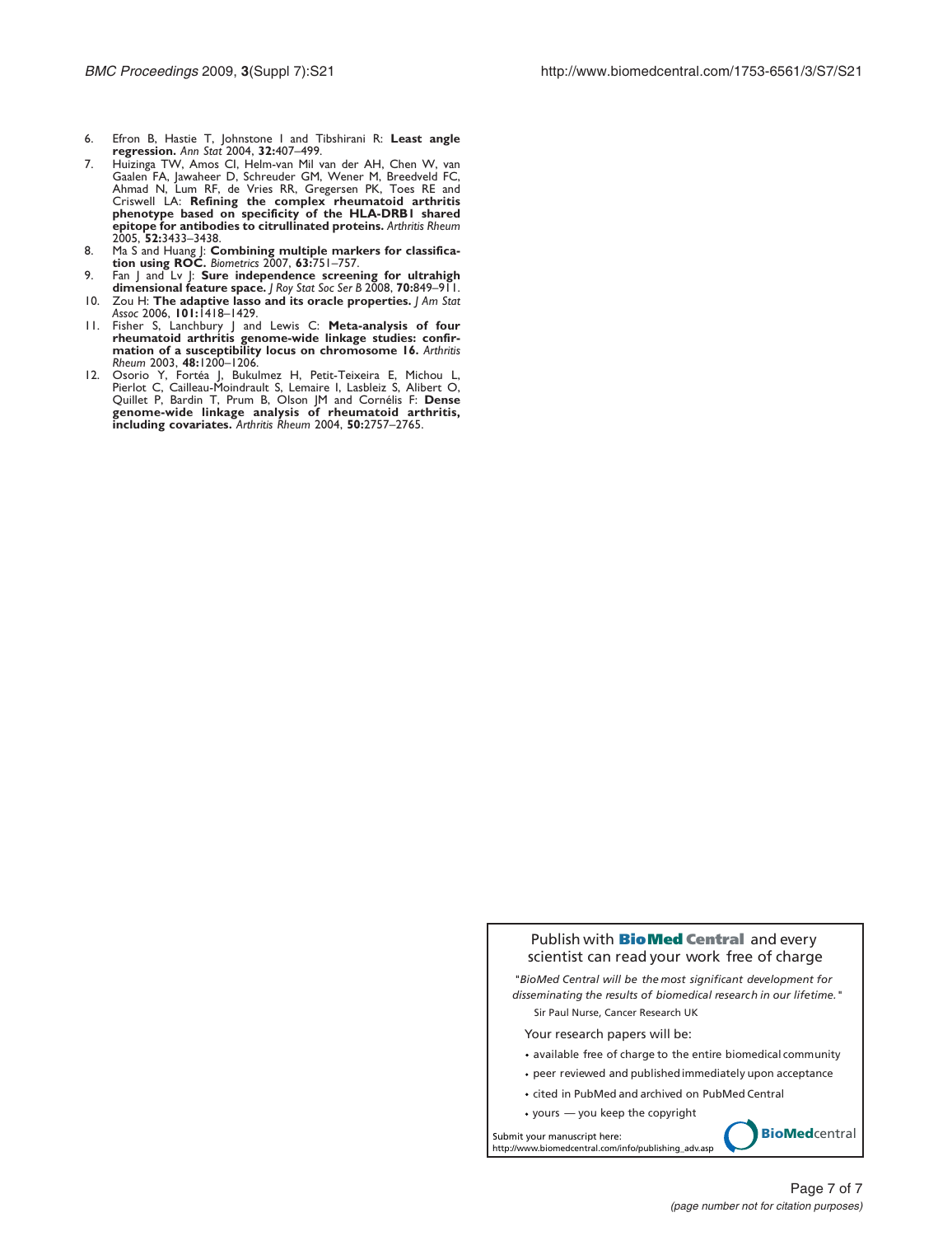6. Efron B, Hastie T, Johnstone I and Tibshirani R: **Least angle regression.** *Ann Stat* 2004, **32:**407–499.
7. Huizinga TW, Amos CI, Helm-van Mil van der AH, Chen W, van Gaalen FA, Jawaheer D, Schreuder GM, Wener M, Breedveld FC, Ahmad N, Lum RF, de Vries RR, Gregersen PK, Toes RE and Criswell LA: **Refining the complex rheumatoid arthritis phenotype based on specificity of the HLA-DRB1 shared epitope for antibodies to citrullinated proteins.** *Arthritis Rheum* 2005, **52:**3433–3438.
8. Ma S and Huang J: **Combining multiple markers for classification using ROC.** *Biometrics* 2007, **63:**751–757.
9. Fan J and Lv J: **Sure independence screening for ultrahigh dimensional feature space.** *J Roy Stat Soc Ser B* 2008, **70:**849–911.
10. Zou H: **The adaptive lasso and its oracle properties.** *J Am Stat Assoc* 2006, **101:**1418–1429.
11. Fisher S, Lanchbury J and Lewis C: **Meta-analysis of four rheumatoid arthritis genome-wide linkage studies: confirmation of a susceptibility locus on chromosome 16.** *Arthritis Rheum* 2003, **48:**1200–1206.
12. Osorio Y, Fortéa J, Bukulmez H, Petit-Teixeira E, Michou L, Pierlot C, Cailleau-Moindrault S, Lemaire I, Lasbleiz S, Alibert O, Quillet P, Bardin T, Prum B, Olson JM and Cornélis F: **Dense genome-wide linkage analysis of rheumatoid arthritis, including covariates.** *Arthritis Rheum* 2004, **50:**2757–2765.

Publish with **BioMed Central** and every scientist can read your work free of charge

*"BioMed Central will be the most significant development for disseminating the results of biomedical research in our lifetime."*
Sir Paul Nurse, Cancer Research UK

Your research papers will be:

- available free of charge to the entire biomedical community
- peer reviewed and published immediately upon acceptance
- cited in PubMed and archived on PubMed Central
- yours — you keep the copyright

Submit your manuscript here:
http://www.biomedcentral.com/info/publishing_adv.asp

**BioMed**central